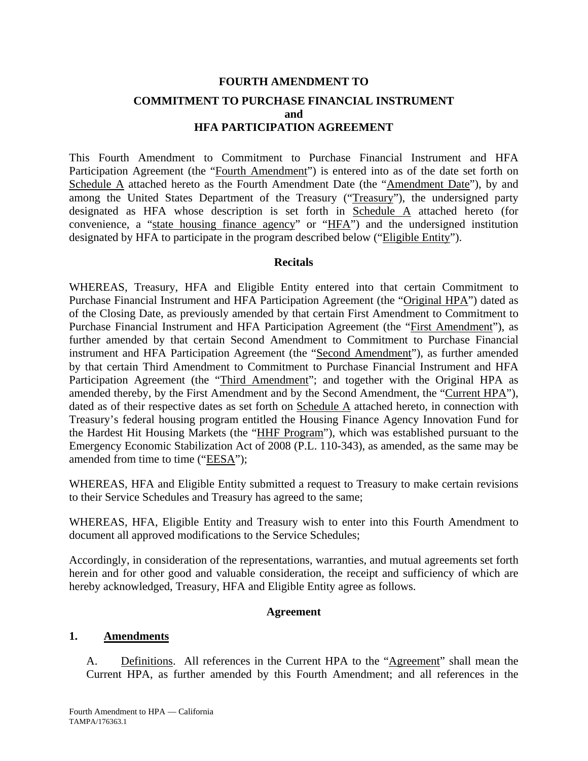# FOURTH AMENDMENT TO

## COMMITMENT TO PURCHASE FINANCIAL INSTRUMENT
## and
## HFA PARTICIPATION AGREEMENT

This Fourth Amendment to Commitment to Purchase Financial Instrument and HFA Participation Agreement (the "Fourth Amendment") is entered into as of the date set forth on Schedule A attached hereto as the Fourth Amendment Date (the "Amendment Date"), by and among the United States Department of the Treasury ("Treasury"), the undersigned party designated as HFA whose description is set forth in Schedule A attached hereto (for convenience, a "state housing finance agency" or "HFA") and the undersigned institution designated by HFA to participate in the program described below ("Eligible Entity").

### Recitals

WHEREAS, Treasury, HFA and Eligible Entity entered into that certain Commitment to Purchase Financial Instrument and HFA Participation Agreement (the "Original HPA") dated as of the Closing Date, as previously amended by that certain First Amendment to Commitment to Purchase Financial Instrument and HFA Participation Agreement (the "First Amendment"), as further amended by that certain Second Amendment to Commitment to Purchase Financial instrument and HFA Participation Agreement (the "Second Amendment"), as further amended by that certain Third Amendment to Commitment to Purchase Financial Instrument and HFA Participation Agreement (the "Third Amendment"; and together with the Original HPA as amended thereby, by the First Amendment and by the Second Amendment, the "Current HPA"), dated as of their respective dates as set forth on Schedule A attached hereto, in connection with Treasury's federal housing program entitled the Housing Finance Agency Innovation Fund for the Hardest Hit Housing Markets (the "HHF Program"), which was established pursuant to the Emergency Economic Stabilization Act of 2008 (P.L. 110-343), as amended, as the same may be amended from time to time ("EESA");

WHEREAS, HFA and Eligible Entity submitted a request to Treasury to make certain revisions to their Service Schedules and Treasury has agreed to the same;

WHEREAS, HFA, Eligible Entity and Treasury wish to enter into this Fourth Amendment to document all approved modifications to the Service Schedules;

Accordingly, in consideration of the representations, warranties, and mutual agreements set forth herein and for other good and valuable consideration, the receipt and sufficiency of which are hereby acknowledged, Treasury, HFA and Eligible Entity agree as follows.

### Agreement

**1. Amendments**

A. Definitions. All references in the Current HPA to the "Agreement" shall mean the Current HPA, as further amended by this Fourth Amendment; and all references in the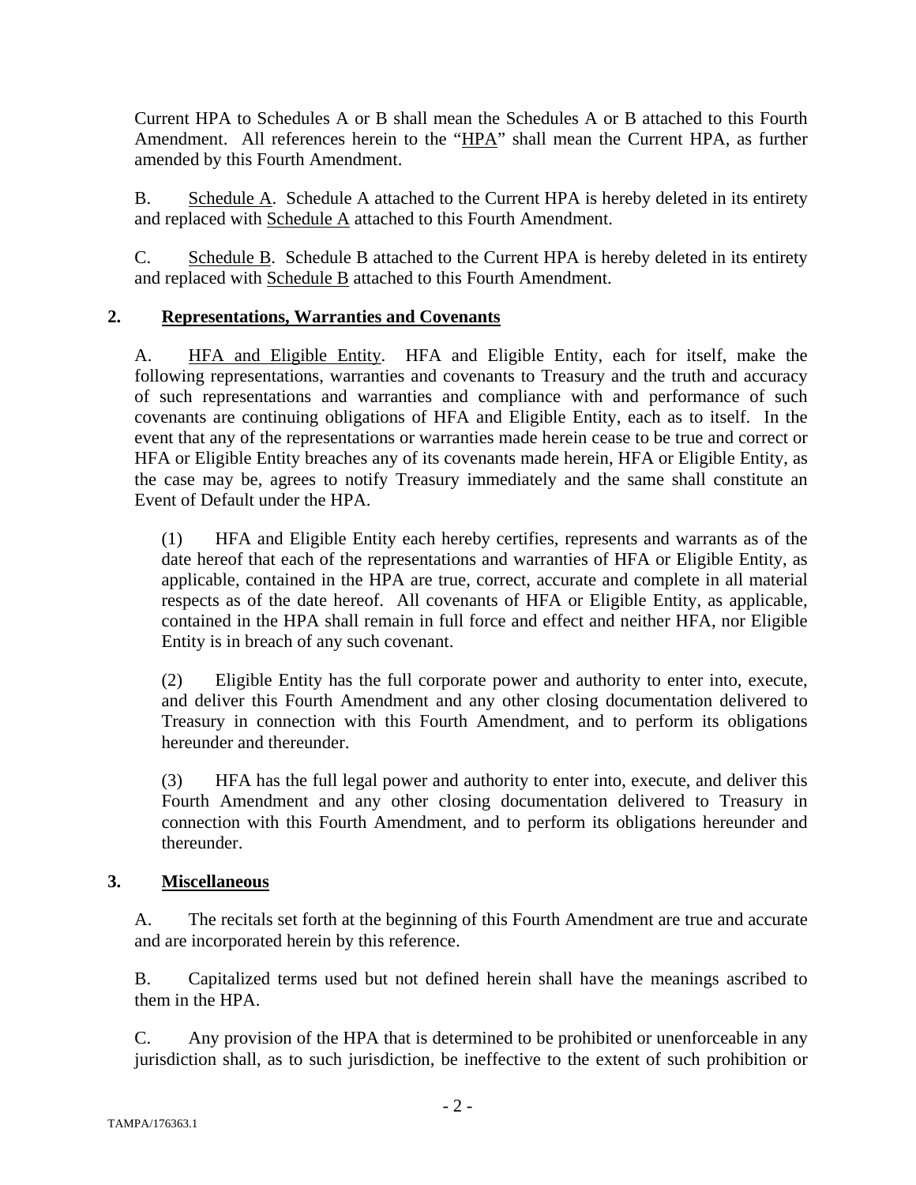Current HPA to Schedules A or B shall mean the Schedules A or B attached to this Fourth Amendment. All references herein to the "HPA" shall mean the Current HPA, as further amended by this Fourth Amendment.

B. Schedule A. Schedule A attached to the Current HPA is hereby deleted in its entirety and replaced with Schedule A attached to this Fourth Amendment.

C. Schedule B. Schedule B attached to the Current HPA is hereby deleted in its entirety and replaced with Schedule B attached to this Fourth Amendment.

## 2. Representations, Warranties and Covenants

A. HFA and Eligible Entity. HFA and Eligible Entity, each for itself, make the following representations, warranties and covenants to Treasury and the truth and accuracy of such representations and warranties and compliance with and performance of such covenants are continuing obligations of HFA and Eligible Entity, each as to itself. In the event that any of the representations or warranties made herein cease to be true and correct or HFA or Eligible Entity breaches any of its covenants made herein, HFA or Eligible Entity, as the case may be, agrees to notify Treasury immediately and the same shall constitute an Event of Default under the HPA.

(1) HFA and Eligible Entity each hereby certifies, represents and warrants as of the date hereof that each of the representations and warranties of HFA or Eligible Entity, as applicable, contained in the HPA are true, correct, accurate and complete in all material respects as of the date hereof. All covenants of HFA or Eligible Entity, as applicable, contained in the HPA shall remain in full force and effect and neither HFA, nor Eligible Entity is in breach of any such covenant.

(2) Eligible Entity has the full corporate power and authority to enter into, execute, and deliver this Fourth Amendment and any other closing documentation delivered to Treasury in connection with this Fourth Amendment, and to perform its obligations hereunder and thereunder.

(3) HFA has the full legal power and authority to enter into, execute, and deliver this Fourth Amendment and any other closing documentation delivered to Treasury in connection with this Fourth Amendment, and to perform its obligations hereunder and thereunder.

## 3. Miscellaneous

A. The recitals set forth at the beginning of this Fourth Amendment are true and accurate and are incorporated herein by this reference.

B. Capitalized terms used but not defined herein shall have the meanings ascribed to them in the HPA.

C. Any provision of the HPA that is determined to be prohibited or unenforceable in any jurisdiction shall, as to such jurisdiction, be ineffective to the extent of such prohibition or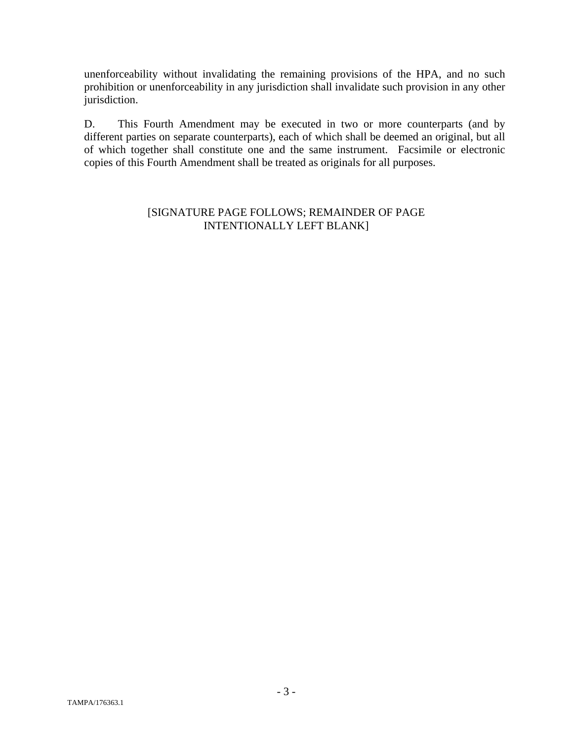unenforceability without invalidating the remaining provisions of the HPA, and no such prohibition or unenforceability in any jurisdiction shall invalidate such provision in any other jurisdiction.

D. This Fourth Amendment may be executed in two or more counterparts (and by different parties on separate counterparts), each of which shall be deemed an original, but all of which together shall constitute one and the same instrument. Facsimile or electronic copies of this Fourth Amendment shall be treated as originals for all purposes.

[SIGNATURE PAGE FOLLOWS; REMAINDER OF PAGE INTENTIONALLY LEFT BLANK]

TAMPA/176363.1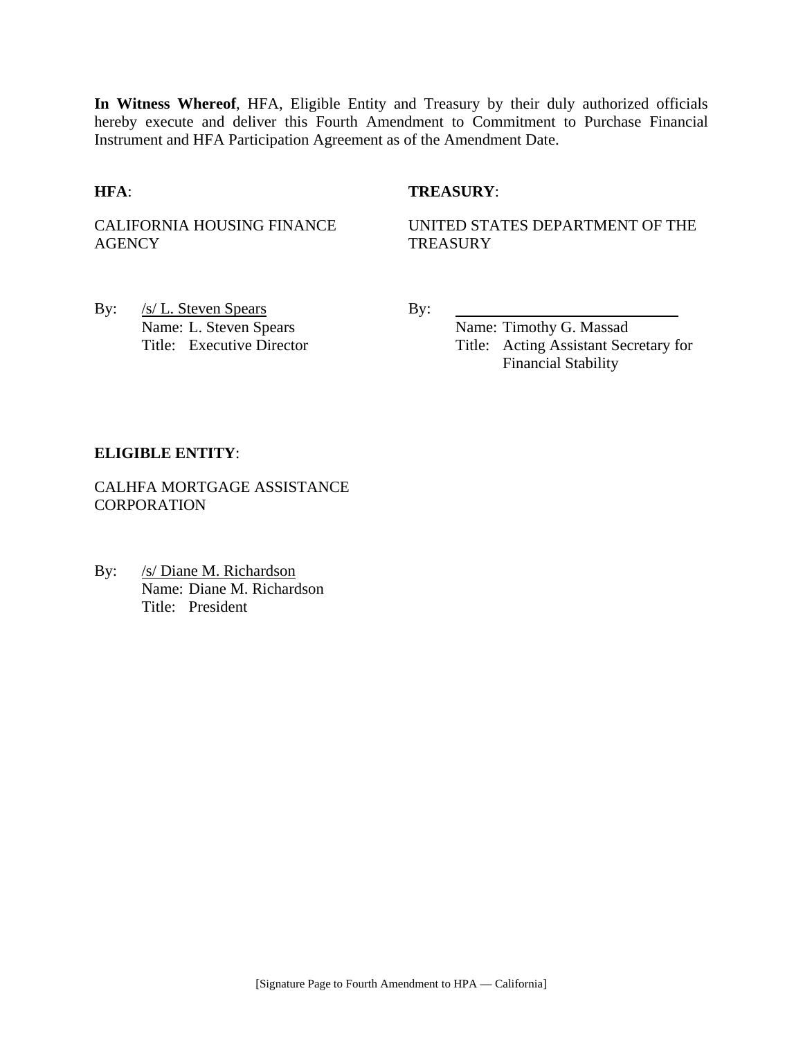**In Witness Whereof**, HFA, Eligible Entity and Treasury by their duly authorized officials hereby execute and deliver this Fourth Amendment to Commitment to Purchase Financial Instrument and HFA Participation Agreement as of the Amendment Date.

**HFA**:

CALIFORNIA HOUSING FINANCE AGENCY

By: /s/ L. Steven Spears
Name: L. Steven Spears
Title: Executive Director

**TREASURY**:

UNITED STATES DEPARTMENT OF THE TREASURY

By: ____________________________
Name: Timothy G. Massad
Title: Acting Assistant Secretary for Financial Stability

**ELIGIBLE ENTITY**:

CALHFA MORTGAGE ASSISTANCE CORPORATION

By: /s/ Diane M. Richardson
Name: Diane M. Richardson
Title: President

[Signature Page to Fourth Amendment to HPA — California]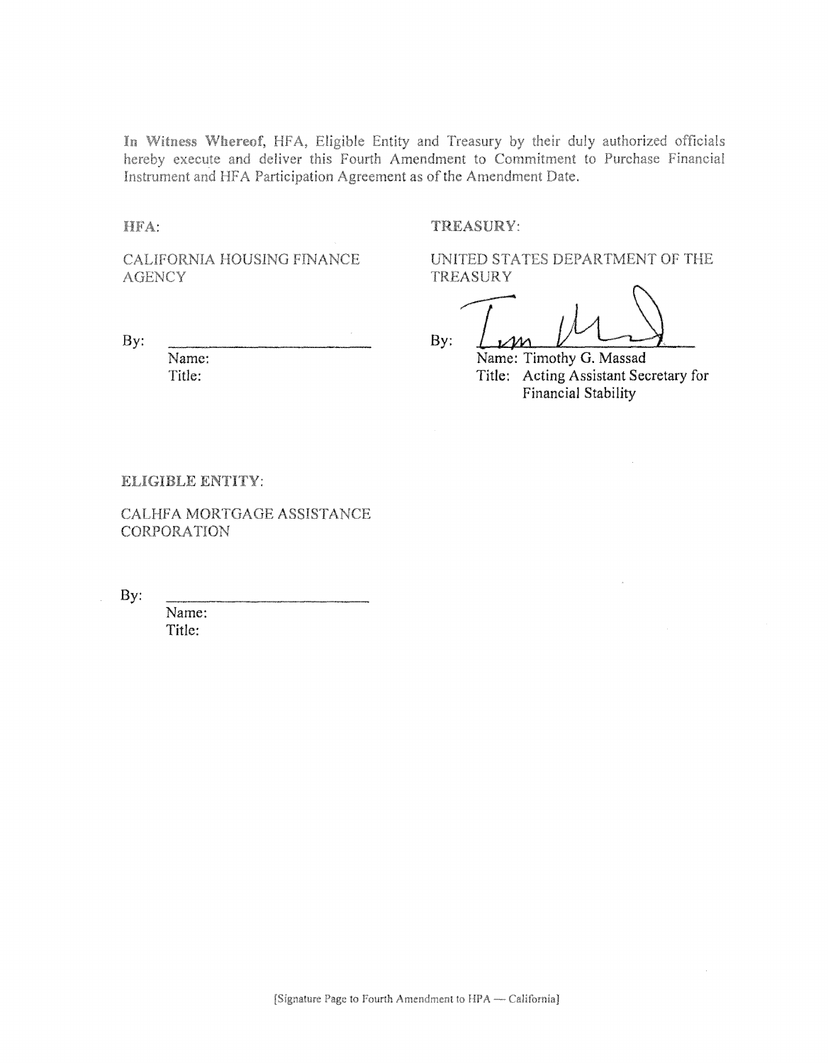**In Witness Whereof**, HFA, Eligible Entity and Treasury by their duly authorized officials hereby execute and deliver this Fourth Amendment to Commitment to Purchase Financial Instrument and HFA Participation Agreement as of the Amendment Date.

**HFA:**

CALIFORNIA HOUSING FINANCE AGENCY

By: \_\_\_\_\_\_\_\_\_\_\_\_\_\_\_\_\_\_\_\_\_\_\_\_\_\_

Name:

Title:

**TREASURY:**

UNITED STATES DEPARTMENT OF THE TREASURY

By: \_\_\_\_\_\_\_\_\_\_\_\_\_\_\_\_\_\_\_\_\_\_\_\_\_\_

Name: Timothy G. Massad

Title: Acting Assistant Secretary for Financial Stability

**ELIGIBLE ENTITY:**

CALHFA MORTGAGE ASSISTANCE CORPORATION

By: \_\_\_\_\_\_\_\_\_\_\_\_\_\_\_\_\_\_\_\_\_\_\_\_\_\_

Name:

Title:

[Signature Page to Fourth Amendment to HPA — California]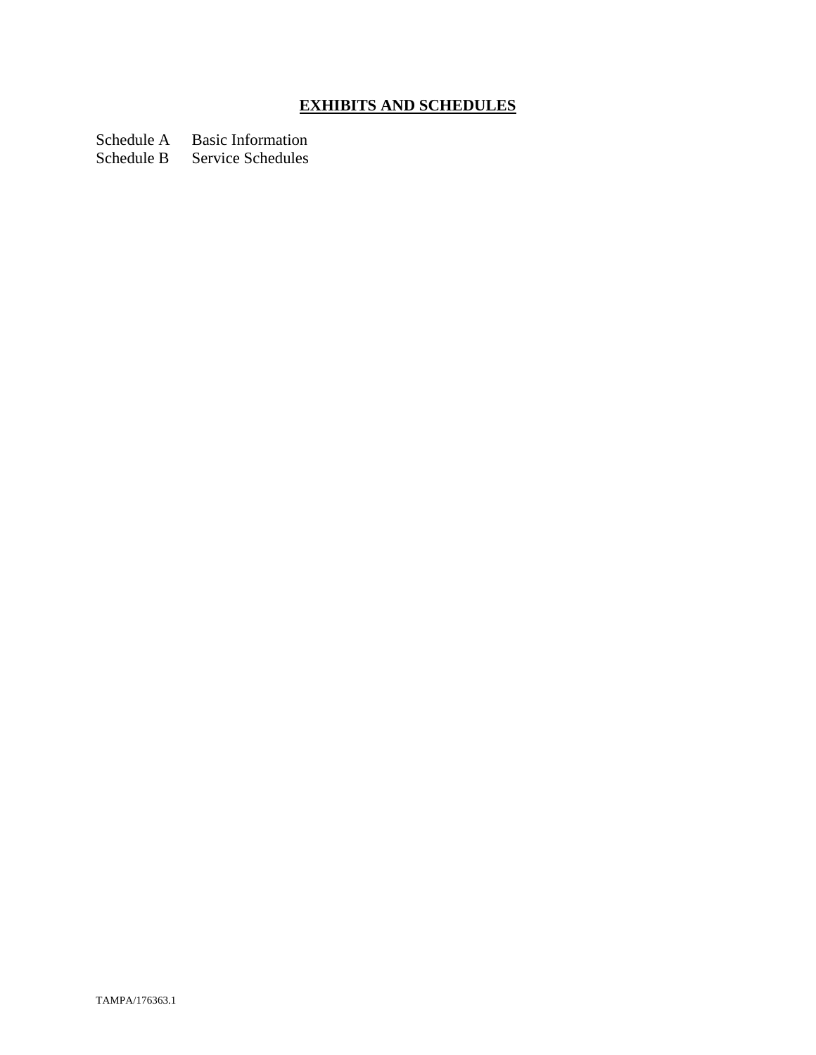## **EXHIBITS AND SCHEDULES**

Schedule A Basic Information
Schedule B Service Schedules

TAMPA/176363.1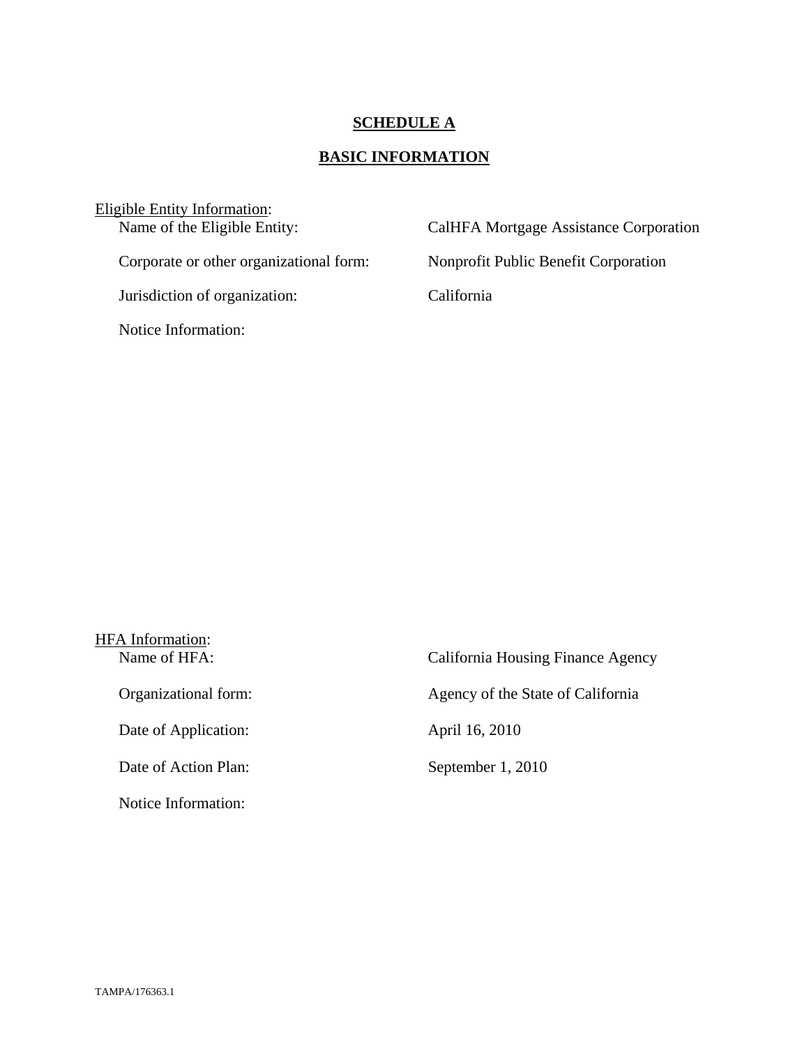# SCHEDULE A

## BASIC INFORMATION

Eligible Entity Information:

Name of the Eligible Entity: CalHFA Mortgage Assistance Corporation

Corporate or other organizational form: Nonprofit Public Benefit Corporation

Jurisdiction of organization: California

Notice Information:

HFA Information:

Name of HFA: California Housing Finance Agency

Organizational form: Agency of the State of California

Date of Application: April 16, 2010

Date of Action Plan: September 1, 2010

Notice Information:

TAMPA/176363.1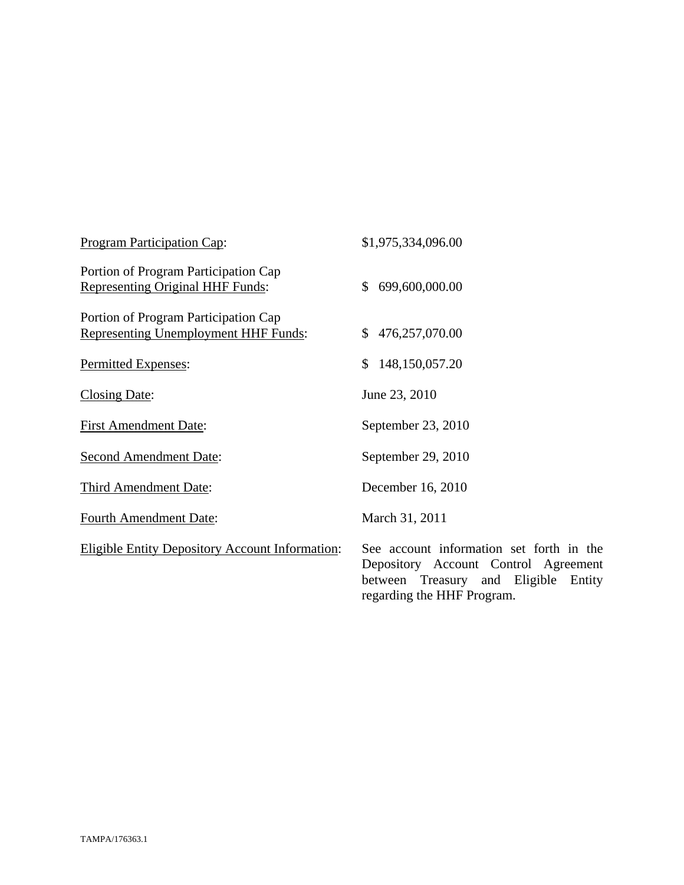| | |
|---|---|
| Program Participation Cap: | $1,975,334,096.00 |
| Portion of Program Participation Cap Representing Original HHF Funds: | $ 699,600,000.00 |
| Portion of Program Participation Cap Representing Unemployment HHF Funds: | $ 476,257,070.00 |
| Permitted Expenses: | $ 148,150,057.20 |
| Closing Date: | June 23, 2010 |
| First Amendment Date: | September 23, 2010 |
| Second Amendment Date: | September 29, 2010 |
| Third Amendment Date: | December 16, 2010 |
| Fourth Amendment Date: | March 31, 2011 |
| Eligible Entity Depository Account Information: | See account information set forth in the Depository Account Control Agreement between Treasury and Eligible Entity regarding the HHF Program. |

TAMPA/176363.1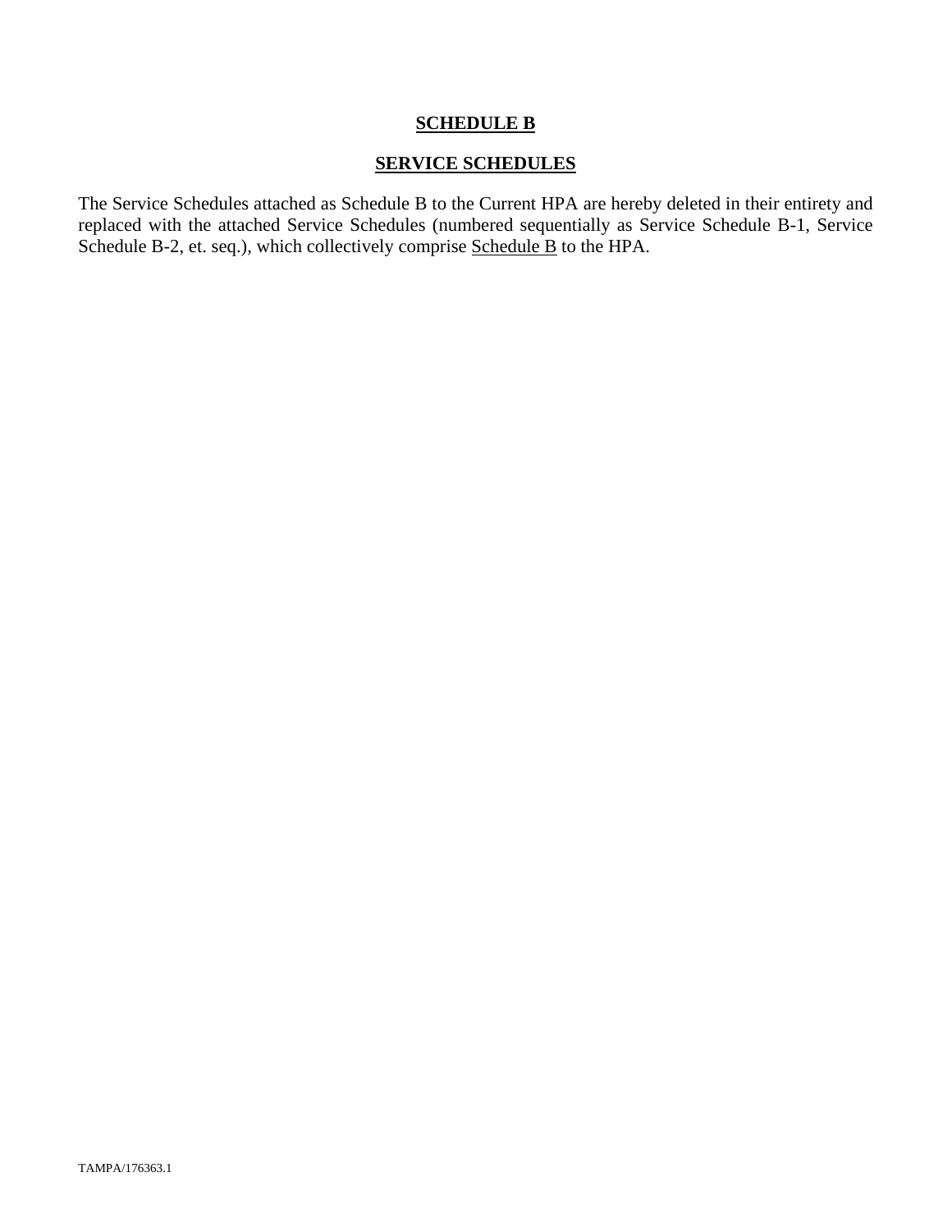# SCHEDULE B

## SERVICE SCHEDULES

The Service Schedules attached as Schedule B to the Current HPA are hereby deleted in their entirety and replaced with the attached Service Schedules (numbered sequentially as Service Schedule B-1, Service Schedule B-2, et. seq.), which collectively comprise Schedule B to the HPA.

TAMPA/176363.1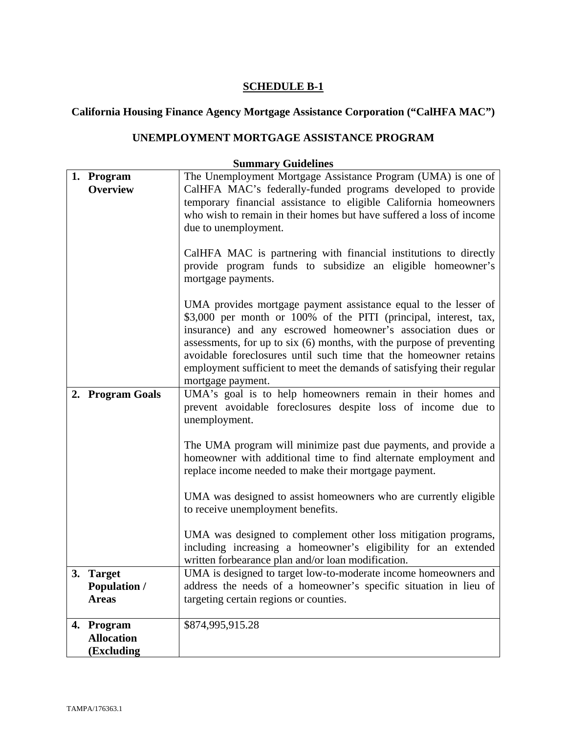## SCHEDULE B-1

### California Housing Finance Agency Mortgage Assistance Corporation ("CalHFA MAC")

### UNEMPLOYMENT MORTGAGE ASSISTANCE PROGRAM

**Summary Guidelines**

| | |
|---|---|
| **1. Program Overview** | The Unemployment Mortgage Assistance Program (UMA) is one of CalHFA MAC's federally-funded programs developed to provide temporary financial assistance to eligible California homeowners who wish to remain in their homes but have suffered a loss of income due to unemployment.<br><br>CalHFA MAC is partnering with financial institutions to directly provide program funds to subsidize an eligible homeowner's mortgage payments.<br><br>UMA provides mortgage payment assistance equal to the lesser of $3,000 per month or 100% of the PITI (principal, interest, tax, insurance) and any escrowed homeowner's association dues or assessments, for up to six (6) months, with the purpose of preventing avoidable foreclosures until such time that the homeowner retains employment sufficient to meet the demands of satisfying their regular mortgage payment. |
| **2. Program Goals** | UMA's goal is to help homeowners remain in their homes and prevent avoidable foreclosures despite loss of income due to unemployment.<br><br>The UMA program will minimize past due payments, and provide a homeowner with additional time to find alternate employment and replace income needed to make their mortgage payment.<br><br>UMA was designed to assist homeowners who are currently eligible to receive unemployment benefits.<br><br>UMA was designed to complement other loss mitigation programs, including increasing a homeowner's eligibility for an extended written forbearance plan and/or loan modification. |
| **3. Target Population / Areas** | UMA is designed to target low-to-moderate income homeowners and address the needs of a homeowner's specific situation in lieu of targeting certain regions or counties. |
| **4. Program Allocation (Excluding** | $874,995,915.28 |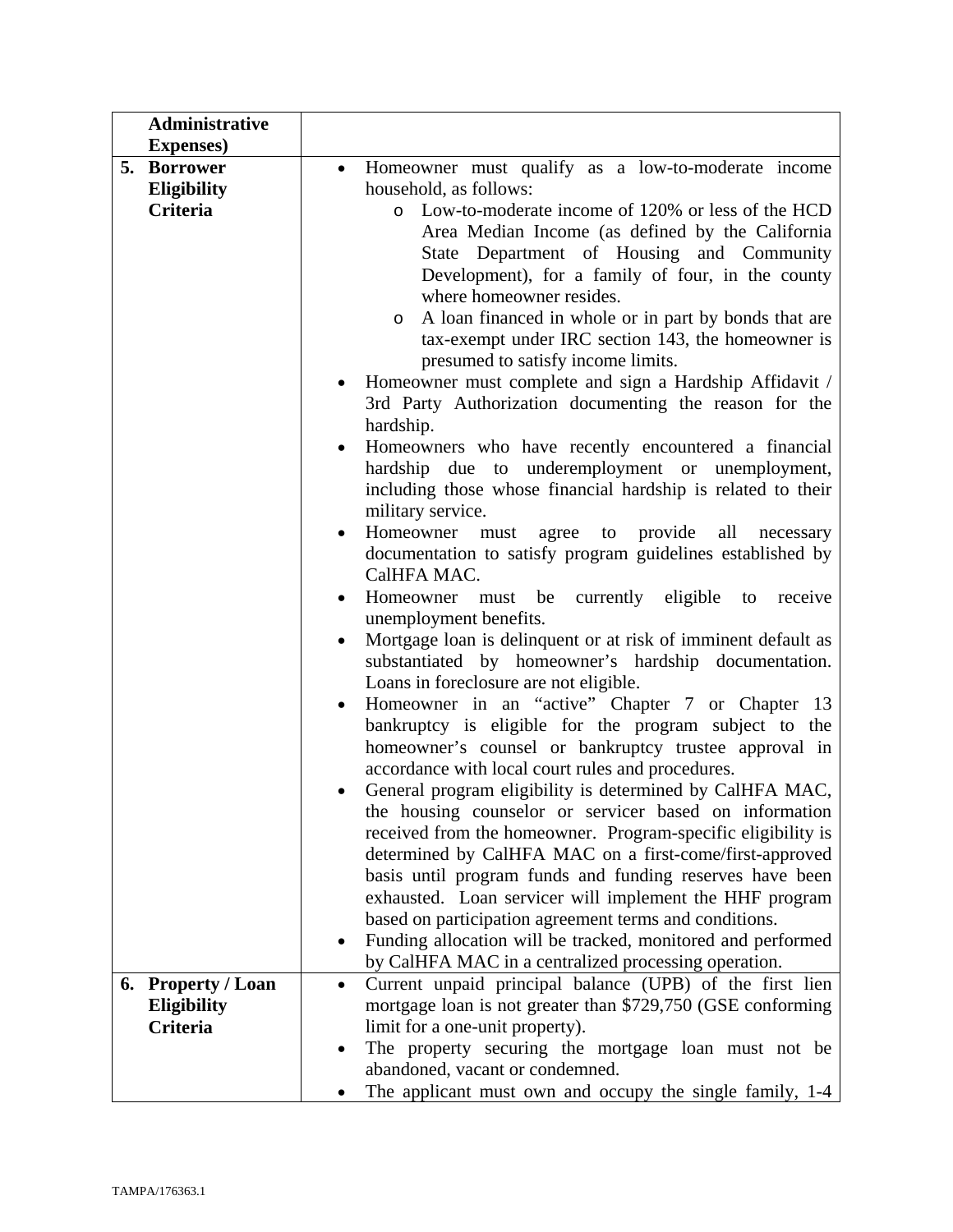| | |
|---|---|
| **Administrative Expenses)** | |
| **5. Borrower Eligibility Criteria** | • Homeowner must qualify as a low-to-moderate income household, as follows:<br>&nbsp;&nbsp;&nbsp;&nbsp;o Low-to-moderate income of 120% or less of the HCD Area Median Income (as defined by the California State Department of Housing and Community Development), for a family of four, in the county where homeowner resides.<br>&nbsp;&nbsp;&nbsp;&nbsp;o A loan financed in whole or in part by bonds that are tax-exempt under IRC section 143, the homeowner is presumed to satisfy income limits.<br>• Homeowner must complete and sign a Hardship Affidavit / 3rd Party Authorization documenting the reason for the hardship.<br>• Homeowners who have recently encountered a financial hardship due to underemployment or unemployment, including those whose financial hardship is related to their military service.<br>• Homeowner must agree to provide all necessary documentation to satisfy program guidelines established by CalHFA MAC.<br>• Homeowner must be currently eligible to receive unemployment benefits.<br>• Mortgage loan is delinquent or at risk of imminent default as substantiated by homeowner's hardship documentation. Loans in foreclosure are not eligible.<br>• Homeowner in an "active" Chapter 7 or Chapter 13 bankruptcy is eligible for the program subject to the homeowner's counsel or bankruptcy trustee approval in accordance with local court rules and procedures.<br>• General program eligibility is determined by CalHFA MAC, the housing counselor or servicer based on information received from the homeowner. Program-specific eligibility is determined by CalHFA MAC on a first-come/first-approved basis until program funds and funding reserves have been exhausted. Loan servicer will implement the HHF program based on participation agreement terms and conditions.<br>• Funding allocation will be tracked, monitored and performed by CalHFA MAC in a centralized processing operation. |
| **6. Property / Loan Eligibility Criteria** | • Current unpaid principal balance (UPB) of the first lien mortgage loan is not greater than $729,750 (GSE conforming limit for a one-unit property).<br>• The property securing the mortgage loan must not be abandoned, vacant or condemned.<br>• The applicant must own and occupy the single family, 1-4 |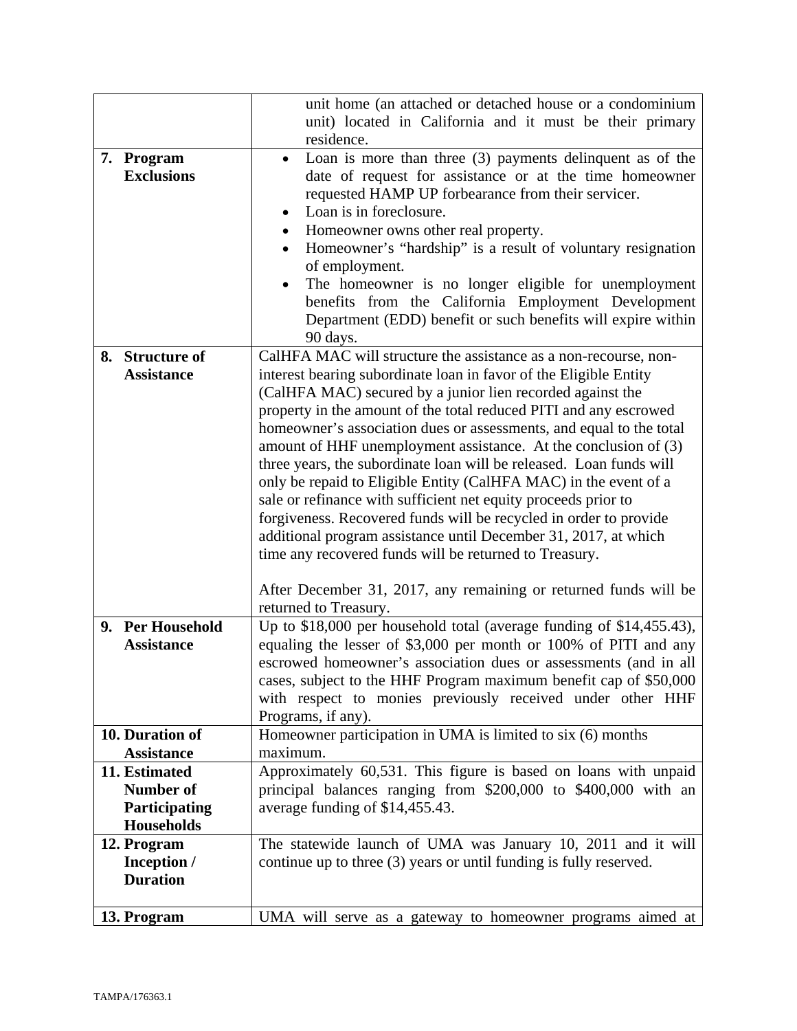| | |
|---|---|
| | unit home (an attached or detached house or a condominium unit) located in California and it must be their primary residence. |
| **7. Program Exclusions** | • Loan is more than three (3) payments delinquent as of the date of request for assistance or at the time homeowner requested HAMP UP forbearance from their servicer.<br>• Loan is in foreclosure.<br>• Homeowner owns other real property.<br>• Homeowner's "hardship" is a result of voluntary resignation of employment.<br>• The homeowner is no longer eligible for unemployment benefits from the California Employment Development Department (EDD) benefit or such benefits will expire within 90 days. |
| **8. Structure of Assistance** | CalHFA MAC will structure the assistance as a non-recourse, non-interest bearing subordinate loan in favor of the Eligible Entity (CalHFA MAC) secured by a junior lien recorded against the property in the amount of the total reduced PITI and any escrowed homeowner's association dues or assessments, and equal to the total amount of HHF unemployment assistance. At the conclusion of (3) three years, the subordinate loan will be released. Loan funds will only be repaid to Eligible Entity (CalHFA MAC) in the event of a sale or refinance with sufficient net equity proceeds prior to forgiveness. Recovered funds will be recycled in order to provide additional program assistance until December 31, 2017, at which time any recovered funds will be returned to Treasury.<br><br>After December 31, 2017, any remaining or returned funds will be returned to Treasury. |
| **9. Per Household Assistance** | Up to $18,000 per household total (average funding of $14,455.43), equaling the lesser of $3,000 per month or 100% of PITI and any escrowed homeowner's association dues or assessments (and in all cases, subject to the HHF Program maximum benefit cap of $50,000 with respect to monies previously received under other HHF Programs, if any). |
| **10. Duration of Assistance** | Homeowner participation in UMA is limited to six (6) months maximum. |
| **11. Estimated Number of Participating Households** | Approximately 60,531. This figure is based on loans with unpaid principal balances ranging from $200,000 to $400,000 with an average funding of $14,455.43. |
| **12. Program Inception / Duration** | The statewide launch of UMA was January 10, 2011 and it will continue up to three (3) years or until funding is fully reserved. |
| **13. Program** | UMA will serve as a gateway to homeowner programs aimed at |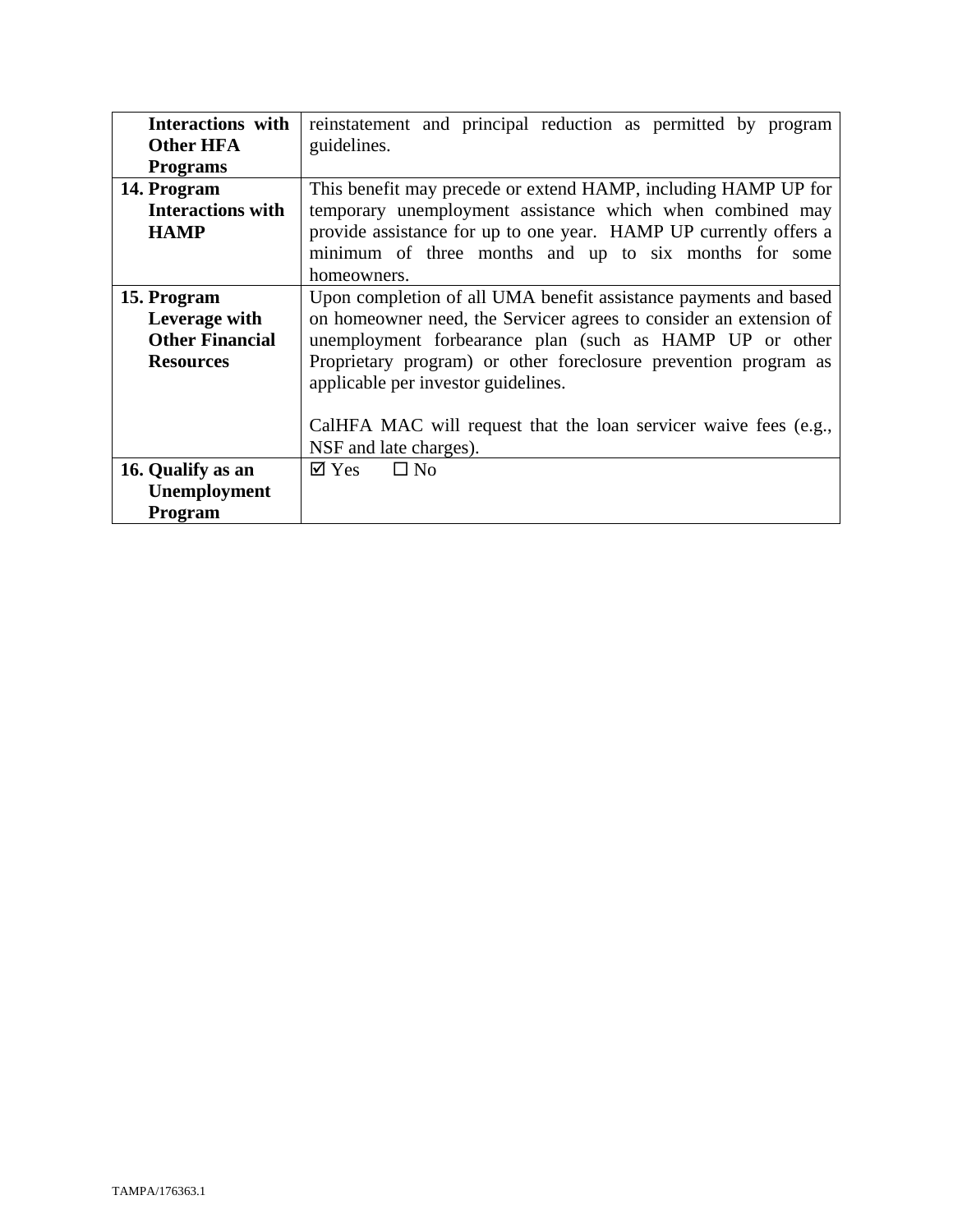| | |
|---|---|
| **Interactions with Other HFA Programs** | reinstatement and principal reduction as permitted by program guidelines. |
| **14. Program Interactions with HAMP** | This benefit may precede or extend HAMP, including HAMP UP for temporary unemployment assistance which when combined may provide assistance for up to one year. HAMP UP currently offers a minimum of three months and up to six months for some homeowners. |
| **15. Program Leverage with Other Financial Resources** | Upon completion of all UMA benefit assistance payments and based on homeowner need, the Servicer agrees to consider an extension of unemployment forbearance plan (such as HAMP UP or other Proprietary program) or other foreclosure prevention program as applicable per investor guidelines.<br><br>CalHFA MAC will request that the loan servicer waive fees (e.g., NSF and late charges). |
| **16. Qualify as an Unemployment Program** | ☑ Yes ☐ No |

TAMPA/176363.1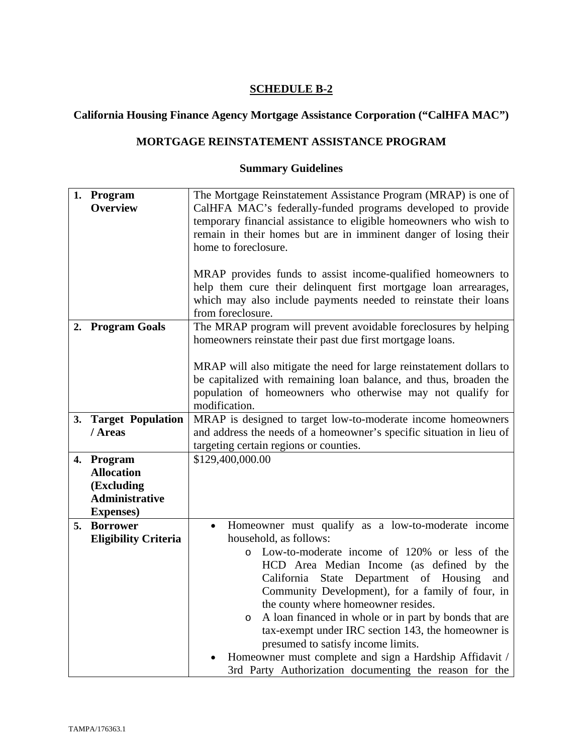**SCHEDULE B-2**

**California Housing Finance Agency Mortgage Assistance Corporation ("CalHFA MAC")**

**MORTGAGE REINSTATEMENT ASSISTANCE PROGRAM**

**Summary Guidelines**

| | |
|---|---|
| **1. Program Overview** | The Mortgage Reinstatement Assistance Program (MRAP) is one of CalHFA MAC's federally-funded programs developed to provide temporary financial assistance to eligible homeowners who wish to remain in their homes but are in imminent danger of losing their home to foreclosure.<br><br>MRAP provides funds to assist income-qualified homeowners to help them cure their delinquent first mortgage loan arrearages, which may also include payments needed to reinstate their loans from foreclosure. |
| **2. Program Goals** | The MRAP program will prevent avoidable foreclosures by helping homeowners reinstate their past due first mortgage loans.<br><br>MRAP will also mitigate the need for large reinstatement dollars to be capitalized with remaining loan balance, and thus, broaden the population of homeowners who otherwise may not qualify for modification. |
| **3. Target Population / Areas** | MRAP is designed to target low-to-moderate income homeowners and address the needs of a homeowner's specific situation in lieu of targeting certain regions or counties. |
| **4. Program Allocation (Excluding Administrative Expenses)** | $129,400,000.00 |
| **5. Borrower Eligibility Criteria** | • Homeowner must qualify as a low-to-moderate income household, as follows:<br>&nbsp;&nbsp;&nbsp;&nbsp;o Low-to-moderate income of 120% or less of the HCD Area Median Income (as defined by the California State Department of Housing and Community Development), for a family of four, in the county where homeowner resides.<br>&nbsp;&nbsp;&nbsp;&nbsp;o A loan financed in whole or in part by bonds that are tax-exempt under IRC section 143, the homeowner is presumed to satisfy income limits.<br>• Homeowner must complete and sign a Hardship Affidavit / 3rd Party Authorization documenting the reason for the |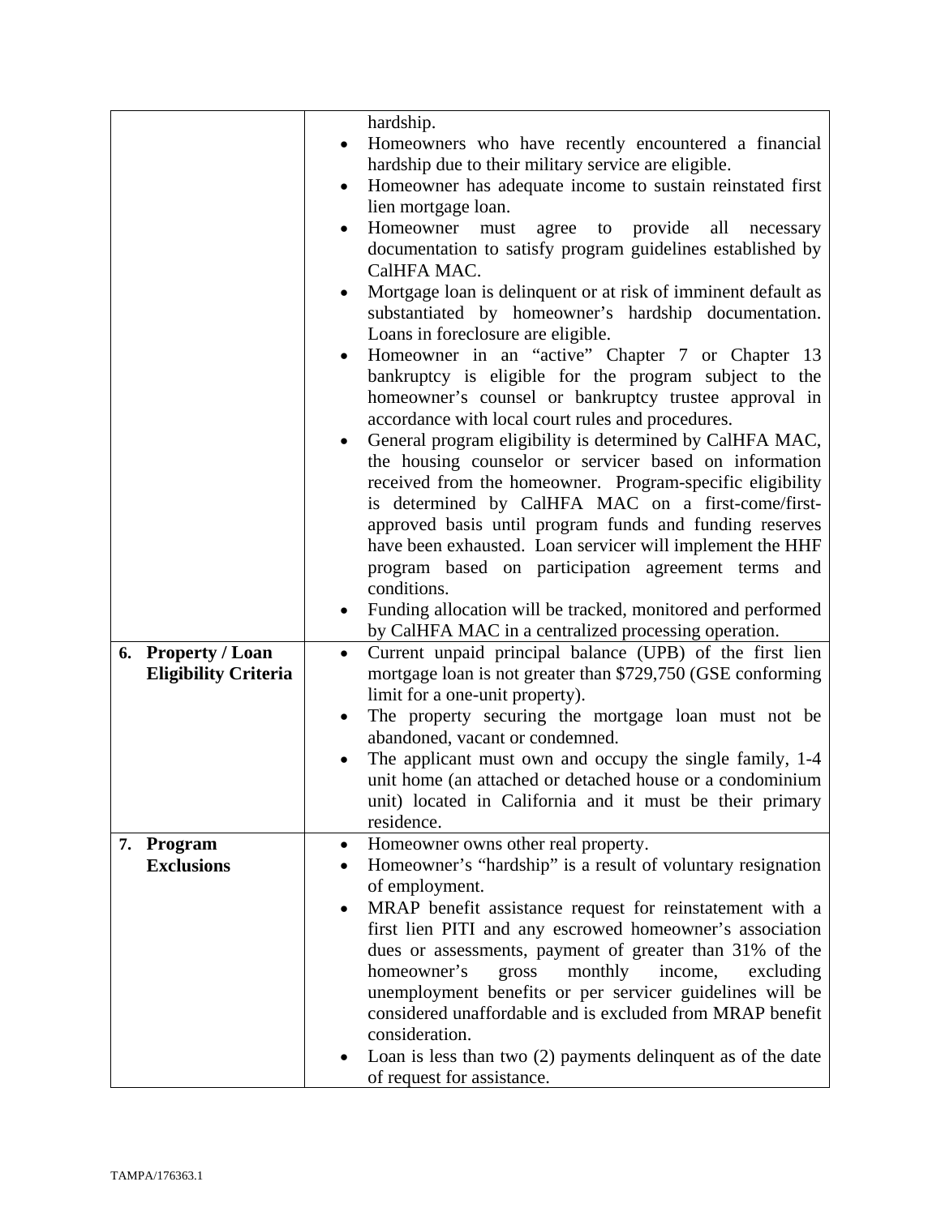| | |
|---|---|
| | hardship.<br>• Homeowners who have recently encountered a financial hardship due to their military service are eligible.<br>• Homeowner has adequate income to sustain reinstated first lien mortgage loan.<br>• Homeowner must agree to provide all necessary documentation to satisfy program guidelines established by CalHFA MAC.<br>• Mortgage loan is delinquent or at risk of imminent default as substantiated by homeowner's hardship documentation. Loans in foreclosure are eligible.<br>• Homeowner in an "active" Chapter 7 or Chapter 13 bankruptcy is eligible for the program subject to the homeowner's counsel or bankruptcy trustee approval in accordance with local court rules and procedures.<br>• General program eligibility is determined by CalHFA MAC, the housing counselor or servicer based on information received from the homeowner. Program-specific eligibility is determined by CalHFA MAC on a first-come/first-approved basis until program funds and funding reserves have been exhausted. Loan servicer will implement the HHF program based on participation agreement terms and conditions.<br>• Funding allocation will be tracked, monitored and performed by CalHFA MAC in a centralized processing operation. |
| **6. Property / Loan Eligibility Criteria** | • Current unpaid principal balance (UPB) of the first lien mortgage loan is not greater than $729,750 (GSE conforming limit for a one-unit property).<br>• The property securing the mortgage loan must not be abandoned, vacant or condemned.<br>• The applicant must own and occupy the single family, 1-4 unit home (an attached or detached house or a condominium unit) located in California and it must be their primary residence. |
| **7. Program Exclusions** | • Homeowner owns other real property.<br>• Homeowner's "hardship" is a result of voluntary resignation of employment.<br>• MRAP benefit assistance request for reinstatement with a first lien PITI and any escrowed homeowner's association dues or assessments, payment of greater than 31% of the homeowner's gross monthly income, excluding unemployment benefits or per servicer guidelines will be considered unaffordable and is excluded from MRAP benefit consideration.<br>• Loan is less than two (2) payments delinquent as of the date of request for assistance. |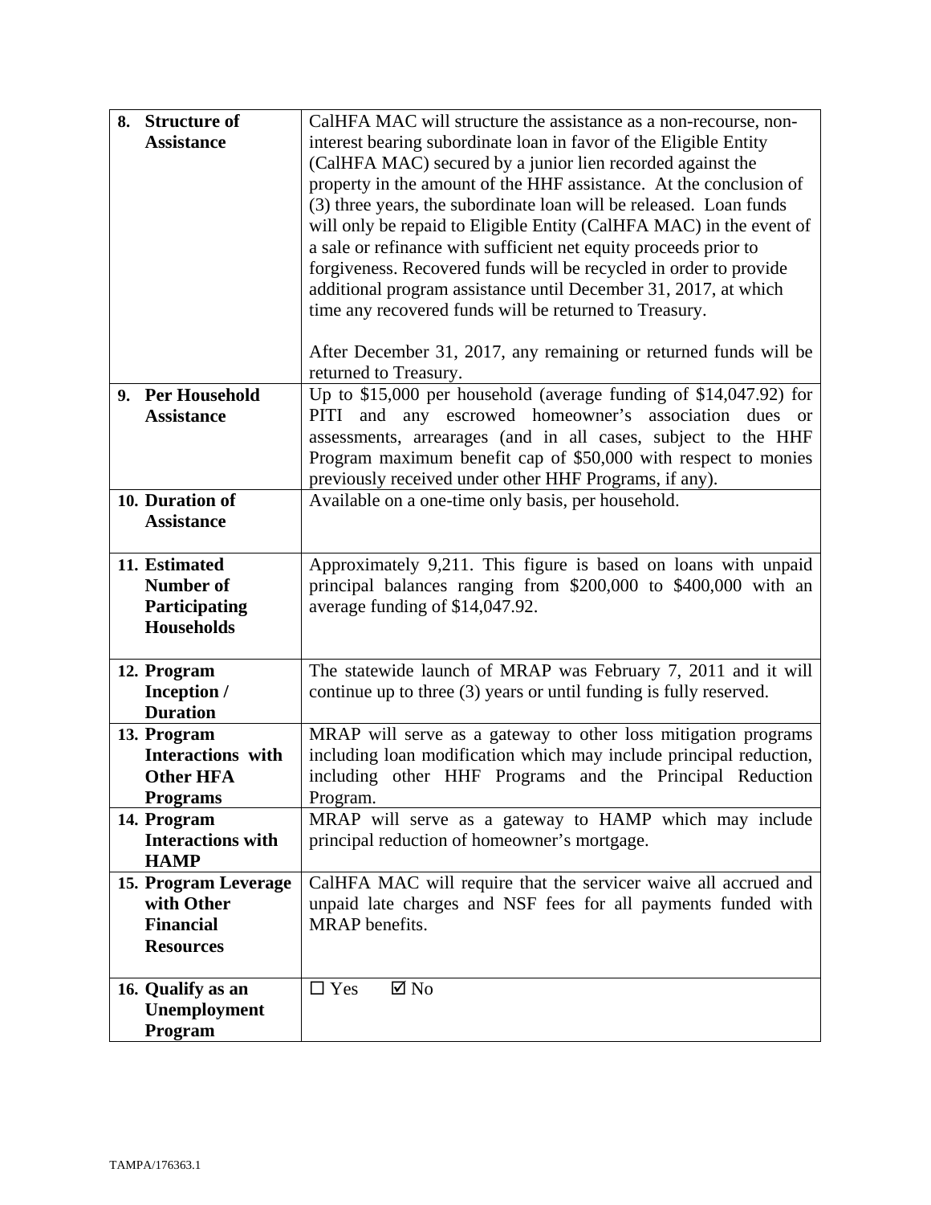| | |
|---|---|
| **8. Structure of Assistance** | CalHFA MAC will structure the assistance as a non-recourse, non-interest bearing subordinate loan in favor of the Eligible Entity (CalHFA MAC) secured by a junior lien recorded against the property in the amount of the HHF assistance. At the conclusion of (3) three years, the subordinate loan will be released. Loan funds will only be repaid to Eligible Entity (CalHFA MAC) in the event of a sale or refinance with sufficient net equity proceeds prior to forgiveness. Recovered funds will be recycled in order to provide additional program assistance until December 31, 2017, at which time any recovered funds will be returned to Treasury.<br><br>After December 31, 2017, any remaining or returned funds will be returned to Treasury. |
| **9. Per Household Assistance** | Up to $15,000 per household (average funding of $14,047.92) for PITI and any escrowed homeowner's association dues or assessments, arrearages (and in all cases, subject to the HHF Program maximum benefit cap of $50,000 with respect to monies previously received under other HHF Programs, if any). |
| **10. Duration of Assistance** | Available on a one-time only basis, per household. |
| **11. Estimated Number of Participating Households** | Approximately 9,211. This figure is based on loans with unpaid principal balances ranging from $200,000 to $400,000 with an average funding of $14,047.92. |
| **12. Program Inception / Duration** | The statewide launch of MRAP was February 7, 2011 and it will continue up to three (3) years or until funding is fully reserved. |
| **13. Program Interactions with Other HFA Programs** | MRAP will serve as a gateway to other loss mitigation programs including loan modification which may include principal reduction, including other HHF Programs and the Principal Reduction Program. |
| **14. Program Interactions with HAMP** | MRAP will serve as a gateway to HAMP which may include principal reduction of homeowner's mortgage. |
| **15. Program Leverage with Other Financial Resources** | CalHFA MAC will require that the servicer waive all accrued and unpaid late charges and NSF fees for all payments funded with MRAP benefits. |
| **16. Qualify as an Unemployment Program** | ☐ Yes ☑ No |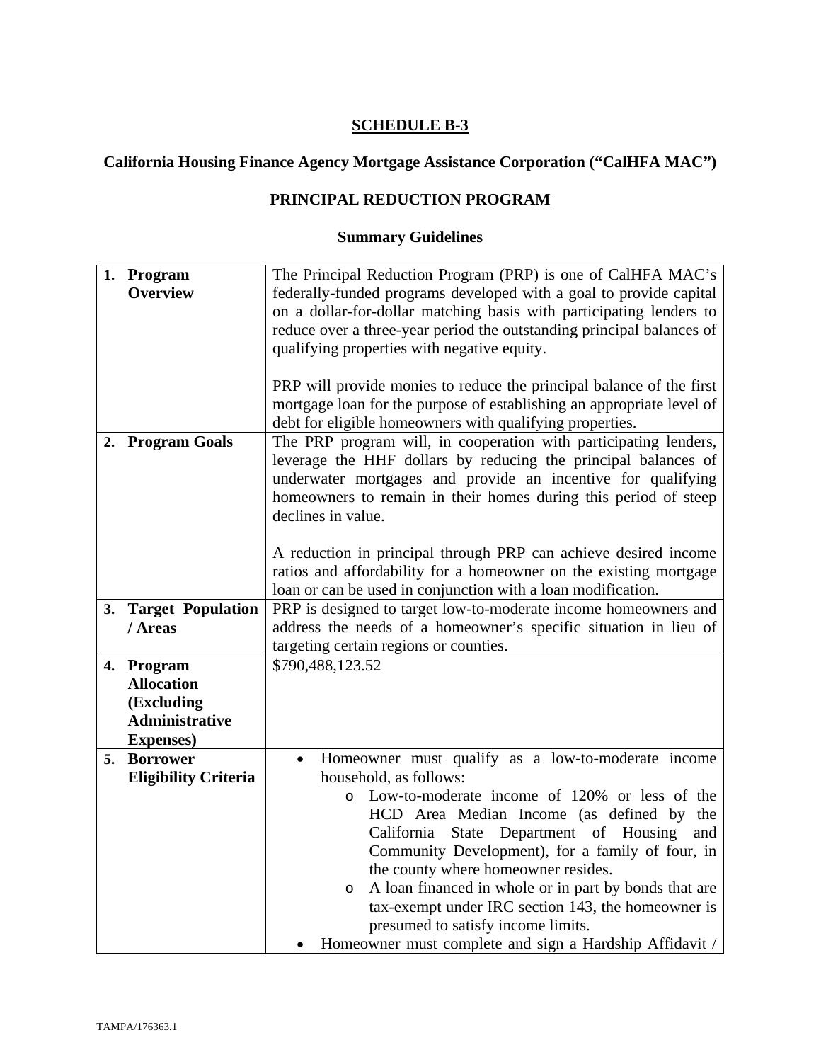**SCHEDULE B-3**

**California Housing Finance Agency Mortgage Assistance Corporation ("CalHFA MAC")**

**PRINCIPAL REDUCTION PROGRAM**

**Summary Guidelines**

| | |
|---|---|
| **1. Program Overview** | The Principal Reduction Program (PRP) is one of CalHFA MAC's federally-funded programs developed with a goal to provide capital on a dollar-for-dollar matching basis with participating lenders to reduce over a three-year period the outstanding principal balances of qualifying properties with negative equity.<br><br>PRP will provide monies to reduce the principal balance of the first mortgage loan for the purpose of establishing an appropriate level of debt for eligible homeowners with qualifying properties. |
| **2. Program Goals** | The PRP program will, in cooperation with participating lenders, leverage the HHF dollars by reducing the principal balances of underwater mortgages and provide an incentive for qualifying homeowners to remain in their homes during this period of steep declines in value.<br><br>A reduction in principal through PRP can achieve desired income ratios and affordability for a homeowner on the existing mortgage loan or can be used in conjunction with a loan modification. |
| **3. Target Population / Areas** | PRP is designed to target low-to-moderate income homeowners and address the needs of a homeowner's specific situation in lieu of targeting certain regions or counties. |
| **4. Program Allocation (Excluding Administrative Expenses)** | \$790,488,123.52 |
| **5. Borrower Eligibility Criteria** | • Homeowner must qualify as a low-to-moderate income household, as follows:<br>&nbsp;&nbsp;o Low-to-moderate income of 120% or less of the HCD Area Median Income (as defined by the California State Department of Housing and Community Development), for a family of four, in the county where homeowner resides.<br>&nbsp;&nbsp;o A loan financed in whole or in part by bonds that are tax-exempt under IRC section 143, the homeowner is presumed to satisfy income limits.<br>• Homeowner must complete and sign a Hardship Affidavit / |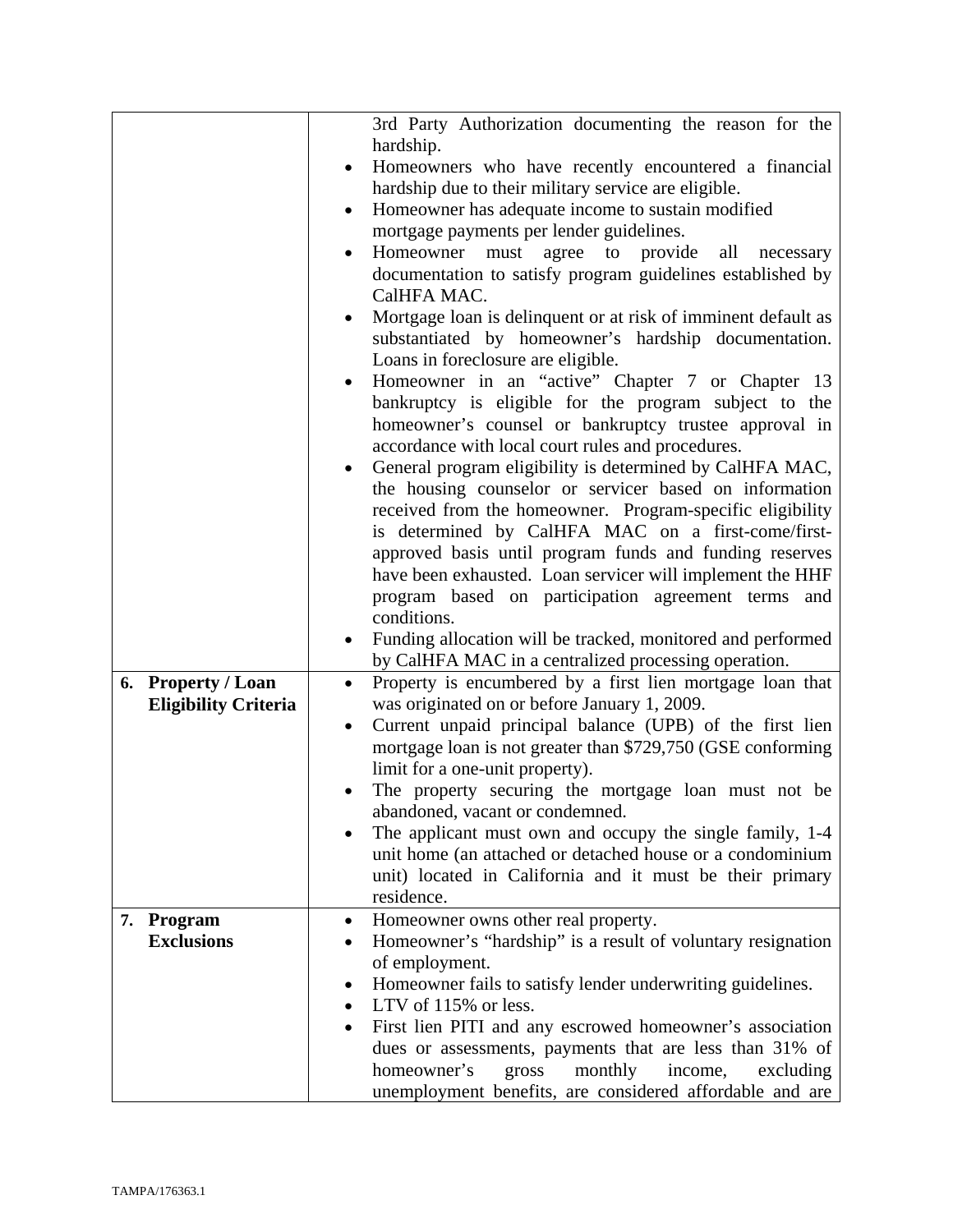| | |
|---|---|
| | 3rd Party Authorization documenting the reason for the hardship.<br>• Homeowners who have recently encountered a financial hardship due to their military service are eligible.<br>• Homeowner has adequate income to sustain modified mortgage payments per lender guidelines.<br>• Homeowner must agree to provide all necessary documentation to satisfy program guidelines established by CalHFA MAC.<br>• Mortgage loan is delinquent or at risk of imminent default as substantiated by homeowner's hardship documentation. Loans in foreclosure are eligible.<br>• Homeowner in an "active" Chapter 7 or Chapter 13 bankruptcy is eligible for the program subject to the homeowner's counsel or bankruptcy trustee approval in accordance with local court rules and procedures.<br>• General program eligibility is determined by CalHFA MAC, the housing counselor or servicer based on information received from the homeowner. Program-specific eligibility is determined by CalHFA MAC on a first-come/first-approved basis until program funds and funding reserves have been exhausted. Loan servicer will implement the HHF program based on participation agreement terms and conditions.<br>• Funding allocation will be tracked, monitored and performed by CalHFA MAC in a centralized processing operation. |
| **6. Property / Loan Eligibility Criteria** | • Property is encumbered by a first lien mortgage loan that was originated on or before January 1, 2009.<br>• Current unpaid principal balance (UPB) of the first lien mortgage loan is not greater than \$729,750 (GSE conforming limit for a one-unit property).<br>• The property securing the mortgage loan must not be abandoned, vacant or condemned.<br>• The applicant must own and occupy the single family, 1-4 unit home (an attached or detached house or a condominium unit) located in California and it must be their primary residence. |
| **7. Program Exclusions** | • Homeowner owns other real property.<br>• Homeowner's "hardship" is a result of voluntary resignation of employment.<br>• Homeowner fails to satisfy lender underwriting guidelines.<br>• LTV of 115% or less.<br>• First lien PITI and any escrowed homeowner's association dues or assessments, payments that are less than 31% of homeowner's gross monthly income, excluding unemployment benefits, are considered affordable and are |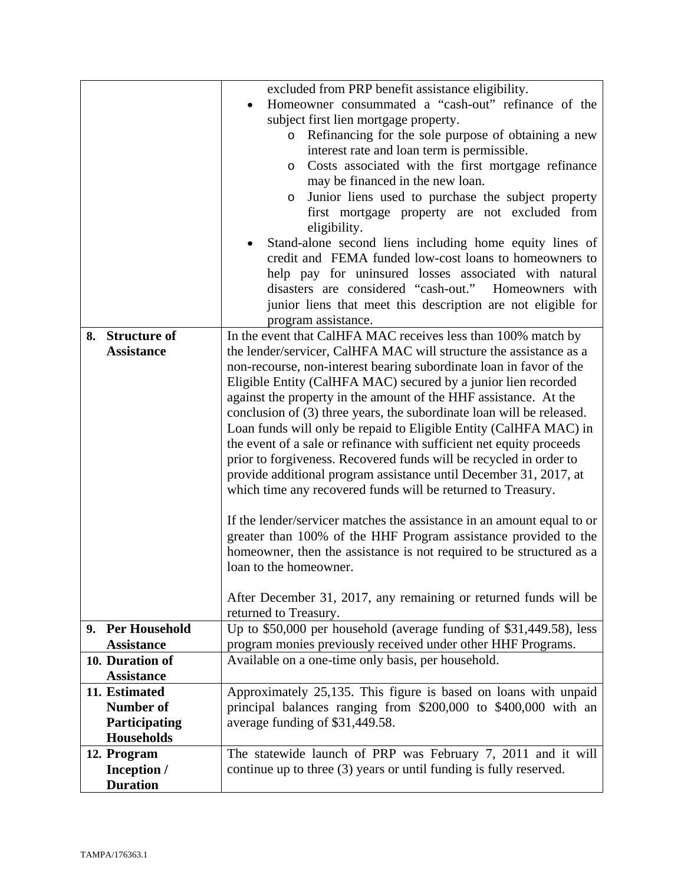| | |
|---|---|
| | excluded from PRP benefit assistance eligibility.<br>• Homeowner consummated a "cash-out" refinance of the subject first lien mortgage property.<br>&nbsp;&nbsp;&nbsp;&nbsp;o Refinancing for the sole purpose of obtaining a new interest rate and loan term is permissible.<br>&nbsp;&nbsp;&nbsp;&nbsp;o Costs associated with the first mortgage refinance may be financed in the new loan.<br>&nbsp;&nbsp;&nbsp;&nbsp;o Junior liens used to purchase the subject property first mortgage property are not excluded from eligibility.<br>• Stand-alone second liens including home equity lines of credit and FEMA funded low-cost loans to homeowners to help pay for uninsured losses associated with natural disasters are considered "cash-out." Homeowners with junior liens that meet this description are not eligible for program assistance. |
| **8. Structure of Assistance** | In the event that CalHFA MAC receives less than 100% match by the lender/servicer, CalHFA MAC will structure the assistance as a non-recourse, non-interest bearing subordinate loan in favor of the Eligible Entity (CalHFA MAC) secured by a junior lien recorded against the property in the amount of the HHF assistance. At the conclusion of (3) three years, the subordinate loan will be released. Loan funds will only be repaid to Eligible Entity (CalHFA MAC) in the event of a sale or refinance with sufficient net equity proceeds prior to forgiveness. Recovered funds will be recycled in order to provide additional program assistance until December 31, 2017, at which time any recovered funds will be returned to Treasury.<br><br>If the lender/servicer matches the assistance in an amount equal to or greater than 100% of the HHF Program assistance provided to the homeowner, then the assistance is not required to be structured as a loan to the homeowner.<br><br>After December 31, 2017, any remaining or returned funds will be returned to Treasury. |
| **9. Per Household Assistance** | Up to $50,000 per household (average funding of $31,449.58), less program monies previously received under other HHF Programs. |
| **10. Duration of Assistance** | Available on a one-time only basis, per household. |
| **11. Estimated Number of Participating Households** | Approximately 25,135. This figure is based on loans with unpaid principal balances ranging from $200,000 to $400,000 with an average funding of $31,449.58. |
| **12. Program Inception / Duration** | The statewide launch of PRP was February 7, 2011 and it will continue up to three (3) years or until funding is fully reserved. |

TAMPA/176363.1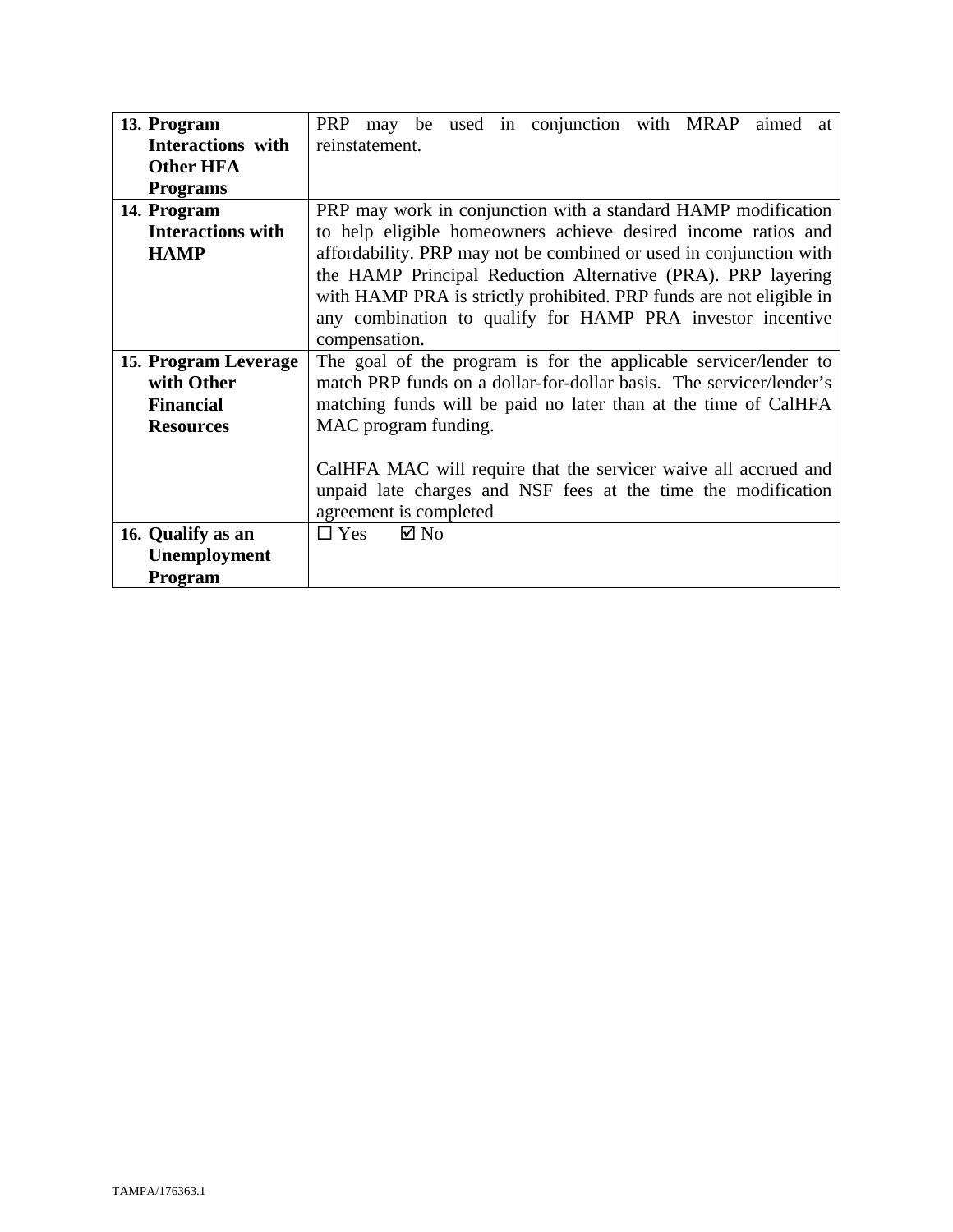| | |
|---|---|
| **13. Program Interactions with Other HFA Programs** | PRP may be used in conjunction with MRAP aimed at reinstatement. |
| **14. Program Interactions with HAMP** | PRP may work in conjunction with a standard HAMP modification to help eligible homeowners achieve desired income ratios and affordability. PRP may not be combined or used in conjunction with the HAMP Principal Reduction Alternative (PRA). PRP layering with HAMP PRA is strictly prohibited. PRP funds are not eligible in any combination to qualify for HAMP PRA investor incentive compensation. |
| **15. Program Leverage with Other Financial Resources** | The goal of the program is for the applicable servicer/lender to match PRP funds on a dollar-for-dollar basis. The servicer/lender's matching funds will be paid no later than at the time of CalHFA MAC program funding.<br><br>CalHFA MAC will require that the servicer waive all accrued and unpaid late charges and NSF fees at the time the modification agreement is completed |
| **16. Qualify as an Unemployment Program** | ☐ Yes ☑ No |

TAMPA/176363.1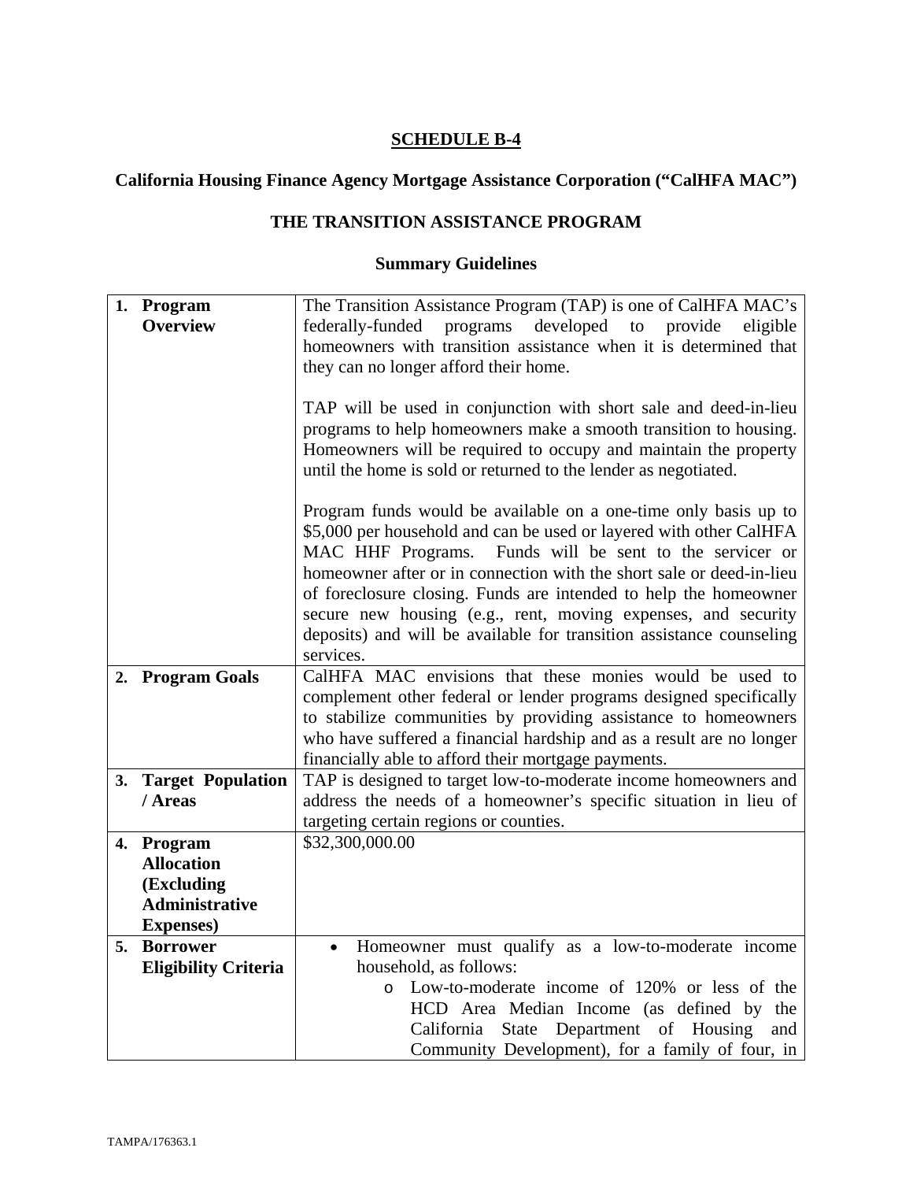**SCHEDULE B-4**

**California Housing Finance Agency Mortgage Assistance Corporation ("CalHFA MAC")**

**THE TRANSITION ASSISTANCE PROGRAM**

**Summary Guidelines**

| | |
|---|---|
| **1. Program Overview** | The Transition Assistance Program (TAP) is one of CalHFA MAC's federally-funded programs developed to provide eligible homeowners with transition assistance when it is determined that they can no longer afford their home.<br><br>TAP will be used in conjunction with short sale and deed-in-lieu programs to help homeowners make a smooth transition to housing. Homeowners will be required to occupy and maintain the property until the home is sold or returned to the lender as negotiated.<br><br>Program funds would be available on a one-time only basis up to $5,000 per household and can be used or layered with other CalHFA MAC HHF Programs. Funds will be sent to the servicer or homeowner after or in connection with the short sale or deed-in-lieu of foreclosure closing. Funds are intended to help the homeowner secure new housing (e.g., rent, moving expenses, and security deposits) and will be available for transition assistance counseling services. |
| **2. Program Goals** | CalHFA MAC envisions that these monies would be used to complement other federal or lender programs designed specifically to stabilize communities by providing assistance to homeowners who have suffered a financial hardship and as a result are no longer financially able to afford their mortgage payments. |
| **3. Target Population / Areas** | TAP is designed to target low-to-moderate income homeowners and address the needs of a homeowner's specific situation in lieu of targeting certain regions or counties. |
| **4. Program Allocation (Excluding Administrative Expenses)** | $32,300,000.00 |
| **5. Borrower Eligibility Criteria** | • Homeowner must qualify as a low-to-moderate income household, as follows:<br>&nbsp;&nbsp;&nbsp;&nbsp;o Low-to-moderate income of 120% or less of the HCD Area Median Income (as defined by the California State Department of Housing and Community Development), for a family of four, in |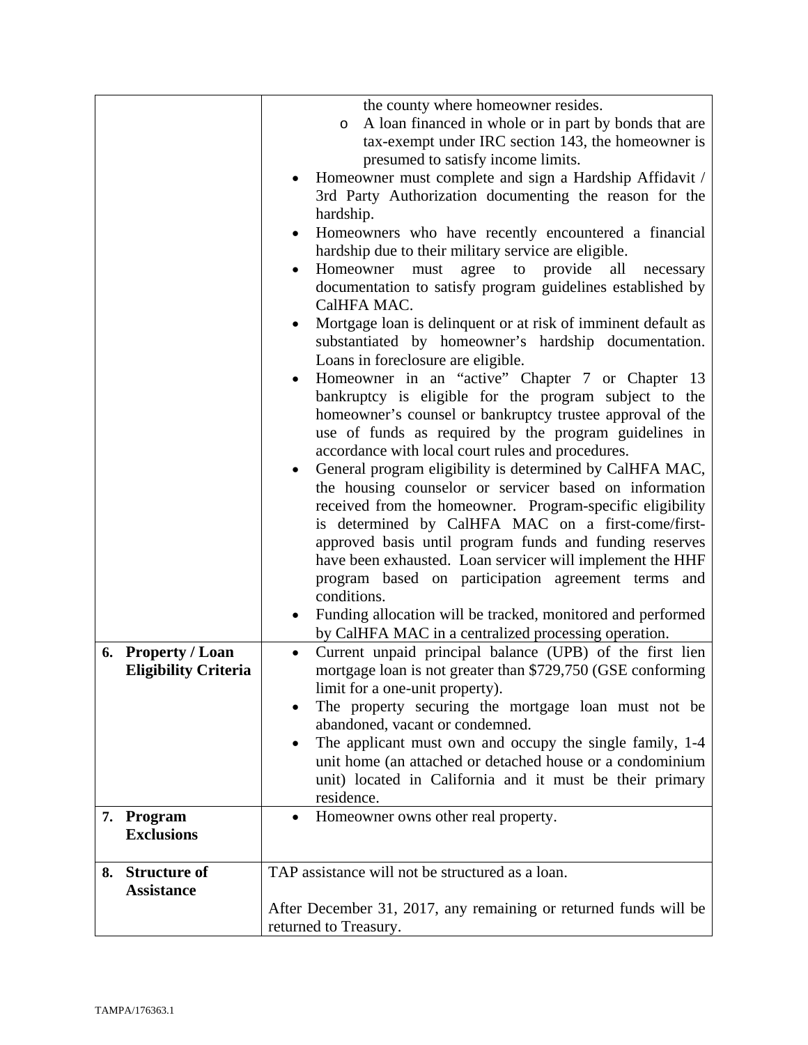| | |
|---|---|
| | the county where homeowner resides.<br>o A loan financed in whole or in part by bonds that are tax-exempt under IRC section 143, the homeowner is presumed to satisfy income limits.<br>• Homeowner must complete and sign a Hardship Affidavit / 3rd Party Authorization documenting the reason for the hardship.<br>• Homeowners who have recently encountered a financial hardship due to their military service are eligible.<br>• Homeowner must agree to provide all necessary documentation to satisfy program guidelines established by CalHFA MAC.<br>• Mortgage loan is delinquent or at risk of imminent default as substantiated by homeowner's hardship documentation. Loans in foreclosure are eligible.<br>• Homeowner in an "active" Chapter 7 or Chapter 13 bankruptcy is eligible for the program subject to the homeowner's counsel or bankruptcy trustee approval of the use of funds as required by the program guidelines in accordance with local court rules and procedures.<br>• General program eligibility is determined by CalHFA MAC, the housing counselor or servicer based on information received from the homeowner. Program-specific eligibility is determined by CalHFA MAC on a first-come/first-approved basis until program funds and funding reserves have been exhausted. Loan servicer will implement the HHF program based on participation agreement terms and conditions.<br>• Funding allocation will be tracked, monitored and performed by CalHFA MAC in a centralized processing operation. |
| **6. Property / Loan Eligibility Criteria** | • Current unpaid principal balance (UPB) of the first lien mortgage loan is not greater than $729,750 (GSE conforming limit for a one-unit property).<br>• The property securing the mortgage loan must not be abandoned, vacant or condemned.<br>• The applicant must own and occupy the single family, 1-4 unit home (an attached or detached house or a condominium unit) located in California and it must be their primary residence. |
| **7. Program Exclusions** | • Homeowner owns other real property. |
| **8. Structure of Assistance** | TAP assistance will not be structured as a loan.<br><br>After December 31, 2017, any remaining or returned funds will be returned to Treasury. |

TAMPA/176363.1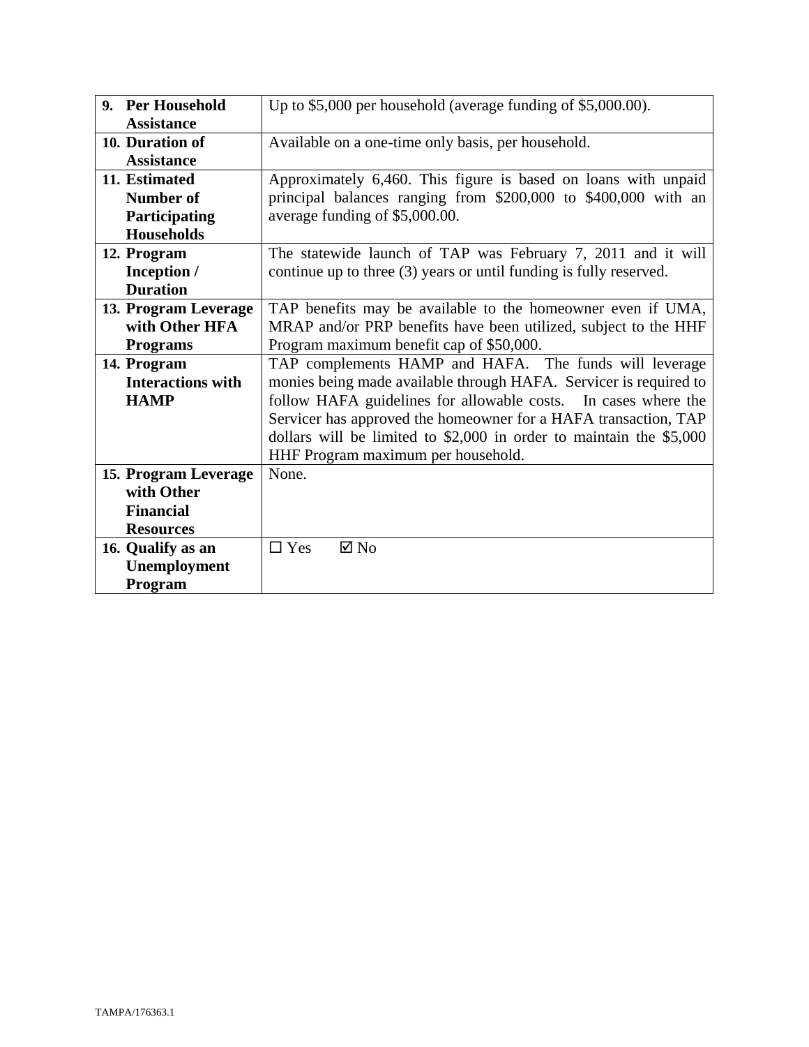| | |
|---|---|
| **9. Per Household Assistance** | Up to $5,000 per household (average funding of $5,000.00). |
| **10. Duration of Assistance** | Available on a one-time only basis, per household. |
| **11. Estimated Number of Participating Households** | Approximately 6,460. This figure is based on loans with unpaid principal balances ranging from $200,000 to $400,000 with an average funding of $5,000.00. |
| **12. Program Inception / Duration** | The statewide launch of TAP was February 7, 2011 and it will continue up to three (3) years or until funding is fully reserved. |
| **13. Program Leverage with Other HFA Programs** | TAP benefits may be available to the homeowner even if UMA, MRAP and/or PRP benefits have been utilized, subject to the HHF Program maximum benefit cap of $50,000. |
| **14. Program Interactions with HAMP** | TAP complements HAMP and HAFA. The funds will leverage monies being made available through HAFA. Servicer is required to follow HAFA guidelines for allowable costs. In cases where the Servicer has approved the homeowner for a HAFA transaction, TAP dollars will be limited to $2,000 in order to maintain the $5,000 HHF Program maximum per household. |
| **15. Program Leverage with Other Financial Resources** | None. |
| **16. Qualify as an Unemployment Program** | ☐ Yes ☑ No |